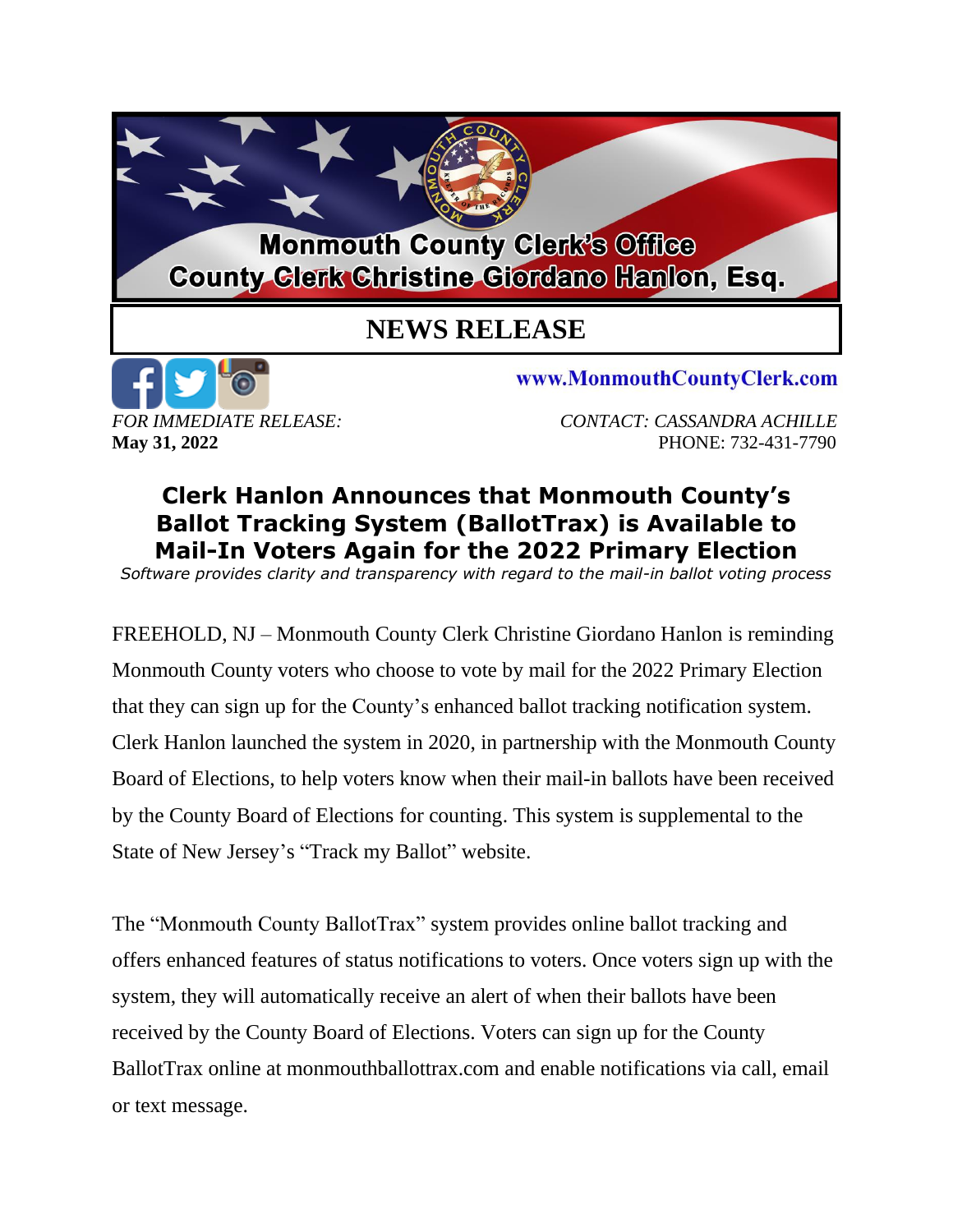**Monmouth County Clerk's Office**
**County Clerk Christine Giordano Hanlon, Esq.**

# NEWS RELEASE

**www.MonmouthCountyClerk.com**

*FOR IMMEDIATE RELEASE:*
**May 31, 2022**

*CONTACT: CASSANDRA ACHILLE*
PHONE: 732-431-7790

## Clerk Hanlon Announces that Monmouth County's Ballot Tracking System (BallotTrax) is Available to Mail-In Voters Again for the 2022 Primary Election

*Software provides clarity and transparency with regard to the mail-in ballot voting process*

FREEHOLD, NJ – Monmouth County Clerk Christine Giordano Hanlon is reminding Monmouth County voters who choose to vote by mail for the 2022 Primary Election that they can sign up for the County's enhanced ballot tracking notification system. Clerk Hanlon launched the system in 2020, in partnership with the Monmouth County Board of Elections, to help voters know when their mail-in ballots have been received by the County Board of Elections for counting. This system is supplemental to the State of New Jersey's "Track my Ballot" website.

The "Monmouth County BallotTrax" system provides online ballot tracking and offers enhanced features of status notifications to voters. Once voters sign up with the system, they will automatically receive an alert of when their ballots have been received by the County Board of Elections. Voters can sign up for the County BallotTrax online at monmouthballottrax.com and enable notifications via call, email or text message.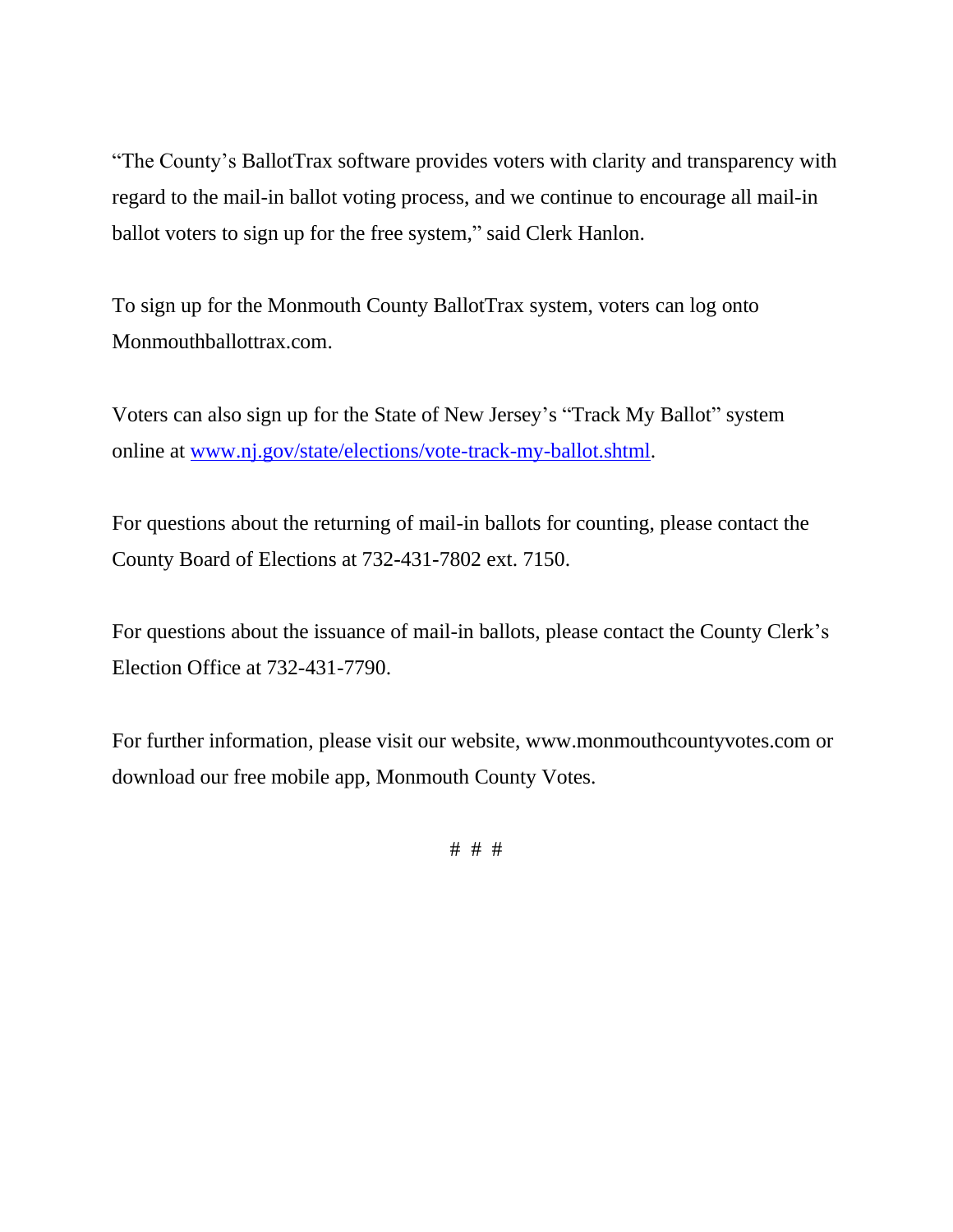"The County's BallotTrax software provides voters with clarity and transparency with regard to the mail-in ballot voting process, and we continue to encourage all mail-in ballot voters to sign up for the free system," said Clerk Hanlon.

To sign up for the Monmouth County BallotTrax system, voters can log onto Monmouthballottrax.com.

Voters can also sign up for the State of New Jersey's "Track My Ballot" system online at [www.nj.gov/state/elections/vote-track-my-ballot.shtml](www.nj.gov/state/elections/vote-track-my-ballot.shtml).

For questions about the returning of mail-in ballots for counting, please contact the County Board of Elections at 732-431-7802 ext. 7150.

For questions about the issuance of mail-in ballots, please contact the County Clerk's Election Office at 732-431-7790.

For further information, please visit our website, www.monmouthcountyvotes.com or download our free mobile app, Monmouth County Votes.

# # #